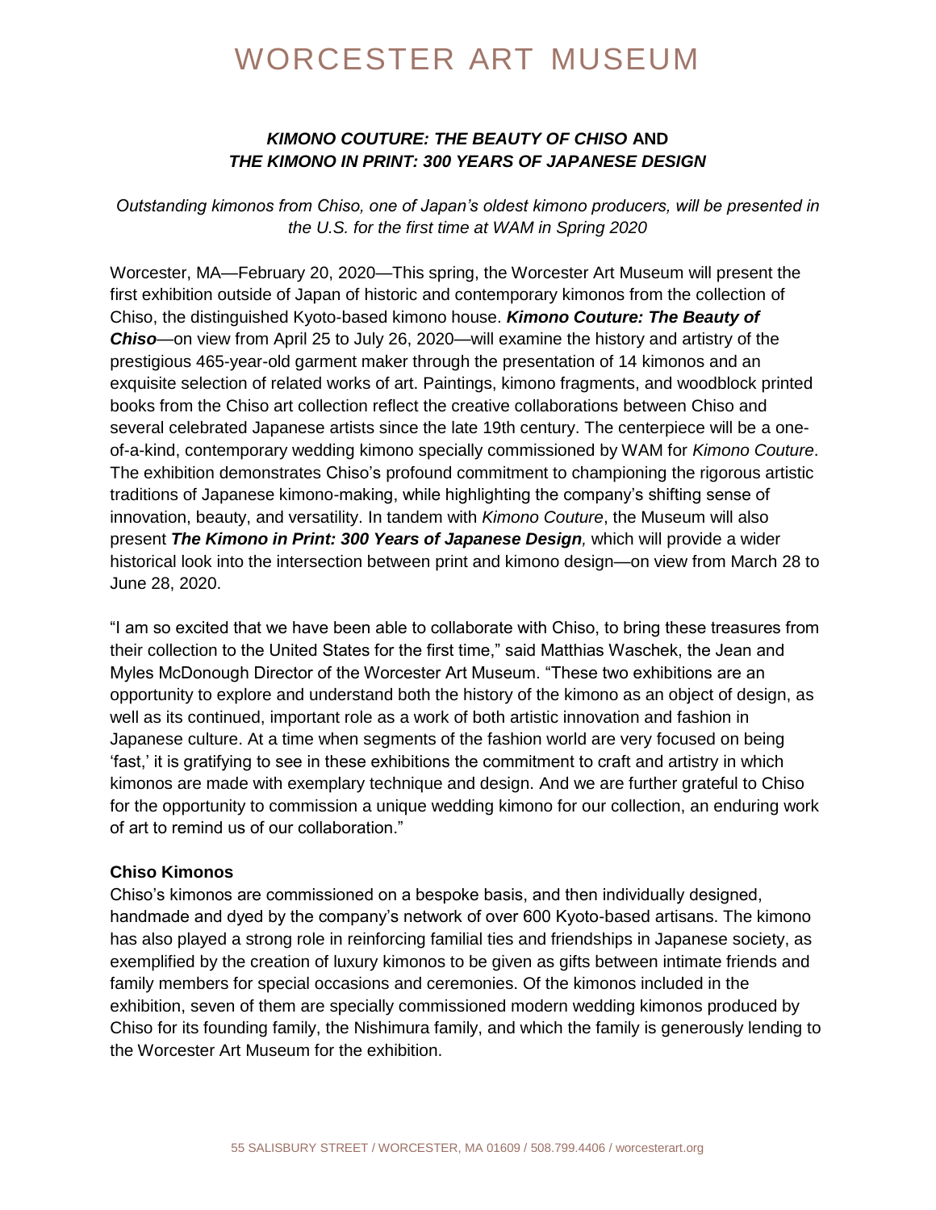# WORCESTER ART MUSEUM

## ***KIMONO COUTURE: THE BEAUTY OF CHISO*** **AND** ***THE KIMONO IN PRINT: 300 YEARS OF JAPANESE DESIGN***

*Outstanding kimonos from Chiso, one of Japan's oldest kimono producers, will be presented in the U.S. for the first time at WAM in Spring 2020*

Worcester, MA—February 20, 2020—This spring, the Worcester Art Museum will present the first exhibition outside of Japan of historic and contemporary kimonos from the collection of Chiso, the distinguished Kyoto-based kimono house. ***Kimono Couture: The Beauty of Chiso***—on view from April 25 to July 26, 2020—will examine the history and artistry of the prestigious 465-year-old garment maker through the presentation of 14 kimonos and an exquisite selection of related works of art. Paintings, kimono fragments, and woodblock printed books from the Chiso art collection reflect the creative collaborations between Chiso and several celebrated Japanese artists since the late 19th century. The centerpiece will be a one-of-a-kind, contemporary wedding kimono specially commissioned by WAM for *Kimono Couture*. The exhibition demonstrates Chiso's profound commitment to championing the rigorous artistic traditions of Japanese kimono-making, while highlighting the company's shifting sense of innovation, beauty, and versatility. In tandem with *Kimono Couture*, the Museum will also present ***The Kimono in Print: 300 Years of Japanese Design****,* which will provide a wider historical look into the intersection between print and kimono design—on view from March 28 to June 28, 2020.

"I am so excited that we have been able to collaborate with Chiso, to bring these treasures from their collection to the United States for the first time," said Matthias Waschek, the Jean and Myles McDonough Director of the Worcester Art Museum. "These two exhibitions are an opportunity to explore and understand both the history of the kimono as an object of design, as well as its continued, important role as a work of both artistic innovation and fashion in Japanese culture. At a time when segments of the fashion world are very focused on being 'fast,' it is gratifying to see in these exhibitions the commitment to craft and artistry in which kimonos are made with exemplary technique and design. And we are further grateful to Chiso for the opportunity to commission a unique wedding kimono for our collection, an enduring work of art to remind us of our collaboration."

**Chiso Kimonos**

Chiso's kimonos are commissioned on a bespoke basis, and then individually designed, handmade and dyed by the company's network of over 600 Kyoto-based artisans. The kimono has also played a strong role in reinforcing familial ties and friendships in Japanese society, as exemplified by the creation of luxury kimonos to be given as gifts between intimate friends and family members for special occasions and ceremonies. Of the kimonos included in the exhibition, seven of them are specially commissioned modern wedding kimonos produced by Chiso for its founding family, the Nishimura family, and which the family is generously lending to the Worcester Art Museum for the exhibition.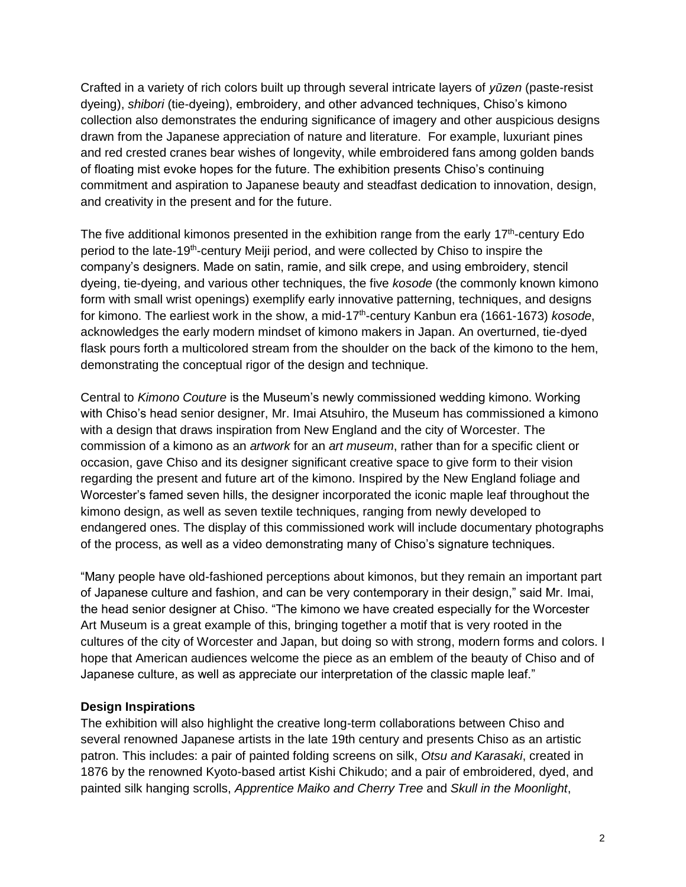Crafted in a variety of rich colors built up through several intricate layers of *yūzen* (paste-resist dyeing), *shibori* (tie-dyeing), embroidery, and other advanced techniques, Chiso's kimono collection also demonstrates the enduring significance of imagery and other auspicious designs drawn from the Japanese appreciation of nature and literature. For example, luxuriant pines and red crested cranes bear wishes of longevity, while embroidered fans among golden bands of floating mist evoke hopes for the future. The exhibition presents Chiso's continuing commitment and aspiration to Japanese beauty and steadfast dedication to innovation, design, and creativity in the present and for the future.

The five additional kimonos presented in the exhibition range from the early 17th-century Edo period to the late-19th-century Meiji period, and were collected by Chiso to inspire the company's designers. Made on satin, ramie, and silk crepe, and using embroidery, stencil dyeing, tie-dyeing, and various other techniques, the five *kosode* (the commonly known kimono form with small wrist openings) exemplify early innovative patterning, techniques, and designs for kimono. The earliest work in the show, a mid-17th-century Kanbun era (1661-1673) *kosode*, acknowledges the early modern mindset of kimono makers in Japan. An overturned, tie-dyed flask pours forth a multicolored stream from the shoulder on the back of the kimono to the hem, demonstrating the conceptual rigor of the design and technique.

Central to *Kimono Couture* is the Museum's newly commissioned wedding kimono. Working with Chiso's head senior designer, Mr. Imai Atsuhiro, the Museum has commissioned a kimono with a design that draws inspiration from New England and the city of Worcester. The commission of a kimono as an *artwork* for an *art museum*, rather than for a specific client or occasion, gave Chiso and its designer significant creative space to give form to their vision regarding the present and future art of the kimono. Inspired by the New England foliage and Worcester's famed seven hills, the designer incorporated the iconic maple leaf throughout the kimono design, as well as seven textile techniques, ranging from newly developed to endangered ones. The display of this commissioned work will include documentary photographs of the process, as well as a video demonstrating many of Chiso's signature techniques.

"Many people have old-fashioned perceptions about kimonos, but they remain an important part of Japanese culture and fashion, and can be very contemporary in their design," said Mr. Imai, the head senior designer at Chiso. "The kimono we have created especially for the Worcester Art Museum is a great example of this, bringing together a motif that is very rooted in the cultures of the city of Worcester and Japan, but doing so with strong, modern forms and colors. I hope that American audiences welcome the piece as an emblem of the beauty of Chiso and of Japanese culture, as well as appreciate our interpretation of the classic maple leaf."

**Design Inspirations**

The exhibition will also highlight the creative long-term collaborations between Chiso and several renowned Japanese artists in the late 19th century and presents Chiso as an artistic patron. This includes: a pair of painted folding screens on silk, *Otsu and Karasaki*, created in 1876 by the renowned Kyoto-based artist Kishi Chikudo; and a pair of embroidered, dyed, and painted silk hanging scrolls, *Apprentice Maiko and Cherry Tree* and *Skull in the Moonlight*,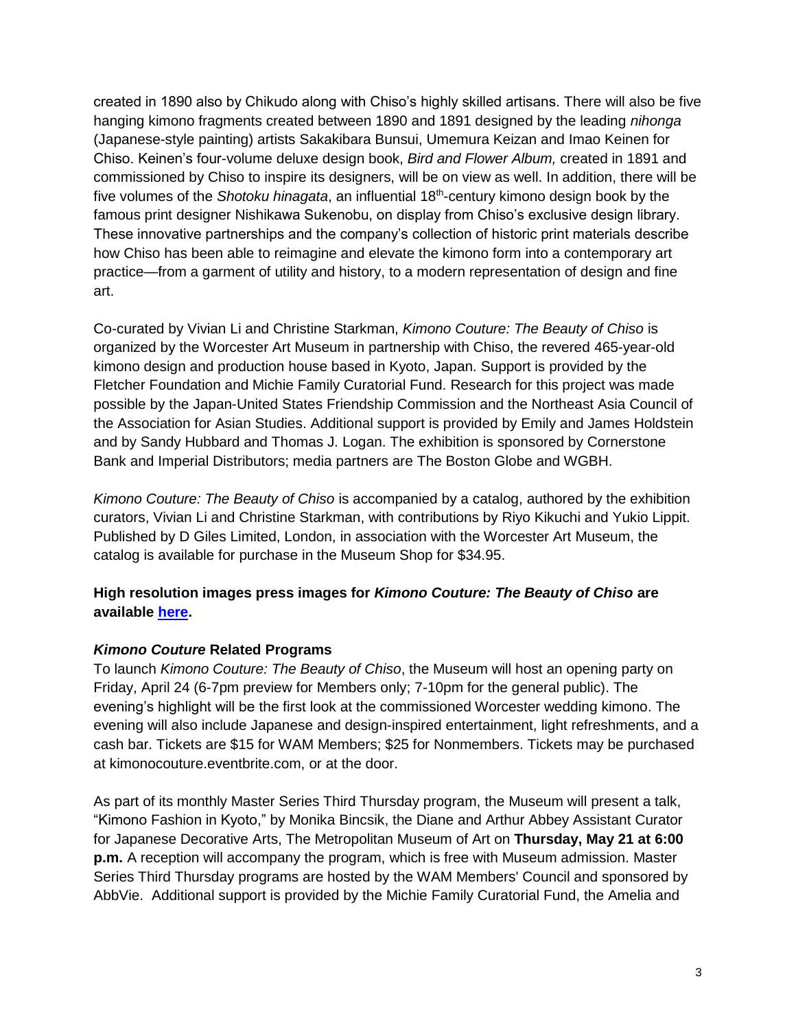created in 1890 also by Chikudo along with Chiso's highly skilled artisans. There will also be five hanging kimono fragments created between 1890 and 1891 designed by the leading *nihonga* (Japanese-style painting) artists Sakakibara Bunsui, Umemura Keizan and Imao Keinen for Chiso. Keinen's four-volume deluxe design book, *Bird and Flower Album,* created in 1891 and commissioned by Chiso to inspire its designers, will be on view as well. In addition, there will be five volumes of the *Shotoku hinagata*, an influential 18th-century kimono design book by the famous print designer Nishikawa Sukenobu, on display from Chiso's exclusive design library. These innovative partnerships and the company's collection of historic print materials describe how Chiso has been able to reimagine and elevate the kimono form into a contemporary art practice—from a garment of utility and history, to a modern representation of design and fine art.

Co-curated by Vivian Li and Christine Starkman, *Kimono Couture: The Beauty of Chiso* is organized by the Worcester Art Museum in partnership with Chiso, the revered 465-year-old kimono design and production house based in Kyoto, Japan. Support is provided by the Fletcher Foundation and Michie Family Curatorial Fund. Research for this project was made possible by the Japan-United States Friendship Commission and the Northeast Asia Council of the Association for Asian Studies. Additional support is provided by Emily and James Holdstein and by Sandy Hubbard and Thomas J. Logan. The exhibition is sponsored by Cornerstone Bank and Imperial Distributors; media partners are The Boston Globe and WGBH.

*Kimono Couture: The Beauty of Chiso* is accompanied by a catalog, authored by the exhibition curators, Vivian Li and Christine Starkman, with contributions by Riyo Kikuchi and Yukio Lippit. Published by D Giles Limited, London, in association with the Worcester Art Museum, the catalog is available for purchase in the Museum Shop for $34.95.

**High resolution images press images for *Kimono Couture: The Beauty of Chiso* are available [here](here).**

***Kimono Couture* Related Programs**

To launch *Kimono Couture: The Beauty of Chiso*, the Museum will host an opening party on Friday, April 24 (6-7pm preview for Members only; 7-10pm for the general public). The evening's highlight will be the first look at the commissioned Worcester wedding kimono. The evening will also include Japanese and design-inspired entertainment, light refreshments, and a cash bar. Tickets are $15 for WAM Members; $25 for Nonmembers. Tickets may be purchased at kimonocouture.eventbrite.com, or at the door.

As part of its monthly Master Series Third Thursday program, the Museum will present a talk, "Kimono Fashion in Kyoto," by Monika Bincsik, the Diane and Arthur Abbey Assistant Curator for Japanese Decorative Arts, The Metropolitan Museum of Art on **Thursday, May 21 at 6:00 p.m.** A reception will accompany the program, which is free with Museum admission. Master Series Third Thursday programs are hosted by the WAM Members' Council and sponsored by AbbVie. Additional support is provided by the Michie Family Curatorial Fund, the Amelia and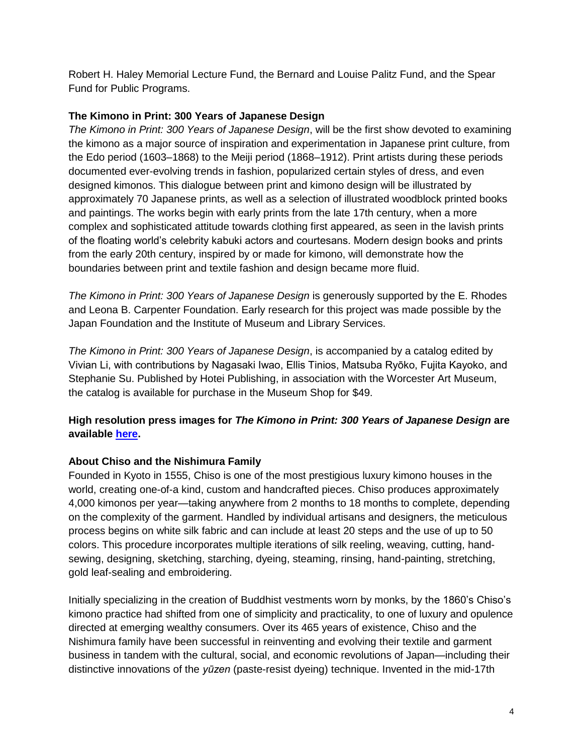Robert H. Haley Memorial Lecture Fund, the Bernard and Louise Palitz Fund, and the Spear Fund for Public Programs.

**The Kimono in Print: 300 Years of Japanese Design**

*The Kimono in Print: 300 Years of Japanese Design*, will be the first show devoted to examining the kimono as a major source of inspiration and experimentation in Japanese print culture, from the Edo period (1603–1868) to the Meiji period (1868–1912). Print artists during these periods documented ever-evolving trends in fashion, popularized certain styles of dress, and even designed kimonos. This dialogue between print and kimono design will be illustrated by approximately 70 Japanese prints, as well as a selection of illustrated woodblock printed books and paintings. The works begin with early prints from the late 17th century, when a more complex and sophisticated attitude towards clothing first appeared, as seen in the lavish prints of the floating world's celebrity kabuki actors and courtesans. Modern design books and prints from the early 20th century, inspired by or made for kimono, will demonstrate how the boundaries between print and textile fashion and design became more fluid.

*The Kimono in Print: 300 Years of Japanese Design* is generously supported by the E. Rhodes and Leona B. Carpenter Foundation. Early research for this project was made possible by the Japan Foundation and the Institute of Museum and Library Services.

*The Kimono in Print: 300 Years of Japanese Design*, is accompanied by a catalog edited by Vivian Li, with contributions by Nagasaki Iwao, Ellis Tinios, Matsuba Ryōko, Fujita Kayoko, and Stephanie Su. Published by Hotei Publishing, in association with the Worcester Art Museum, the catalog is available for purchase in the Museum Shop for $49.

**High resolution press images for *The Kimono in Print: 300 Years of Japanese Design* are available [here](#).**

**About Chiso and the Nishimura Family**

Founded in Kyoto in 1555, Chiso is one of the most prestigious luxury kimono houses in the world, creating one-of-a kind, custom and handcrafted pieces. Chiso produces approximately 4,000 kimonos per year—taking anywhere from 2 months to 18 months to complete, depending on the complexity of the garment. Handled by individual artisans and designers, the meticulous process begins on white silk fabric and can include at least 20 steps and the use of up to 50 colors. This procedure incorporates multiple iterations of silk reeling, weaving, cutting, hand-sewing, designing, sketching, starching, dyeing, steaming, rinsing, hand-painting, stretching, gold leaf-sealing and embroidering.

Initially specializing in the creation of Buddhist vestments worn by monks, by the 1860's Chiso's kimono practice had shifted from one of simplicity and practicality, to one of luxury and opulence directed at emerging wealthy consumers. Over its 465 years of existence, Chiso and the Nishimura family have been successful in reinventing and evolving their textile and garment business in tandem with the cultural, social, and economic revolutions of Japan—including their distinctive innovations of the *yūzen* (paste-resist dyeing) technique. Invented in the mid-17th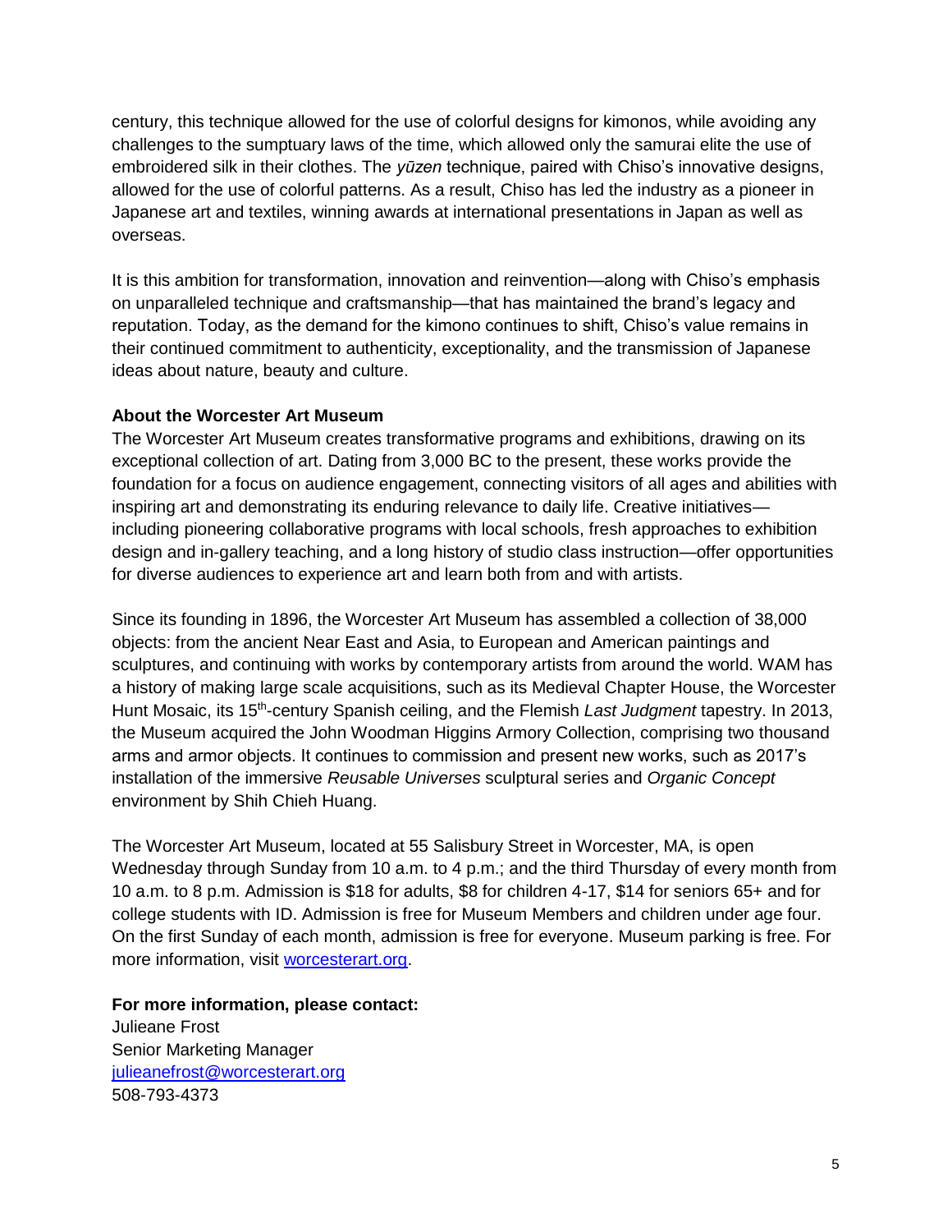century, this technique allowed for the use of colorful designs for kimonos, while avoiding any challenges to the sumptuary laws of the time, which allowed only the samurai elite the use of embroidered silk in their clothes. The *yūzen* technique, paired with Chiso's innovative designs, allowed for the use of colorful patterns. As a result, Chiso has led the industry as a pioneer in Japanese art and textiles, winning awards at international presentations in Japan as well as overseas.

It is this ambition for transformation, innovation and reinvention—along with Chiso's emphasis on unparalleled technique and craftsmanship—that has maintained the brand's legacy and reputation. Today, as the demand for the kimono continues to shift, Chiso's value remains in their continued commitment to authenticity, exceptionality, and the transmission of Japanese ideas about nature, beauty and culture.

**About the Worcester Art Museum**

The Worcester Art Museum creates transformative programs and exhibitions, drawing on its exceptional collection of art. Dating from 3,000 BC to the present, these works provide the foundation for a focus on audience engagement, connecting visitors of all ages and abilities with inspiring art and demonstrating its enduring relevance to daily life. Creative initiatives—including pioneering collaborative programs with local schools, fresh approaches to exhibition design and in-gallery teaching, and a long history of studio class instruction—offer opportunities for diverse audiences to experience art and learn both from and with artists.

Since its founding in 1896, the Worcester Art Museum has assembled a collection of 38,000 objects: from the ancient Near East and Asia, to European and American paintings and sculptures, and continuing with works by contemporary artists from around the world. WAM has a history of making large scale acquisitions, such as its Medieval Chapter House, the Worcester Hunt Mosaic, its 15th-century Spanish ceiling, and the Flemish *Last Judgment* tapestry. In 2013, the Museum acquired the John Woodman Higgins Armory Collection, comprising two thousand arms and armor objects. It continues to commission and present new works, such as 2017's installation of the immersive *Reusable Universes* sculptural series and *Organic Concept* environment by Shih Chieh Huang.

The Worcester Art Museum, located at 55 Salisbury Street in Worcester, MA, is open Wednesday through Sunday from 10 a.m. to 4 p.m.; and the third Thursday of every month from 10 a.m. to 8 p.m. Admission is $18 for adults, $8 for children 4-17, $14 for seniors 65+ and for college students with ID. Admission is free for Museum Members and children under age four. On the first Sunday of each month, admission is free for everyone. Museum parking is free. For more information, visit [worcesterart.org](worcesterart.org).

**For more information, please contact:**

Julieane Frost
Senior Marketing Manager
[julieanefrost@worcesterart.org](mailto:julieanefrost@worcesterart.org)
508-793-4373